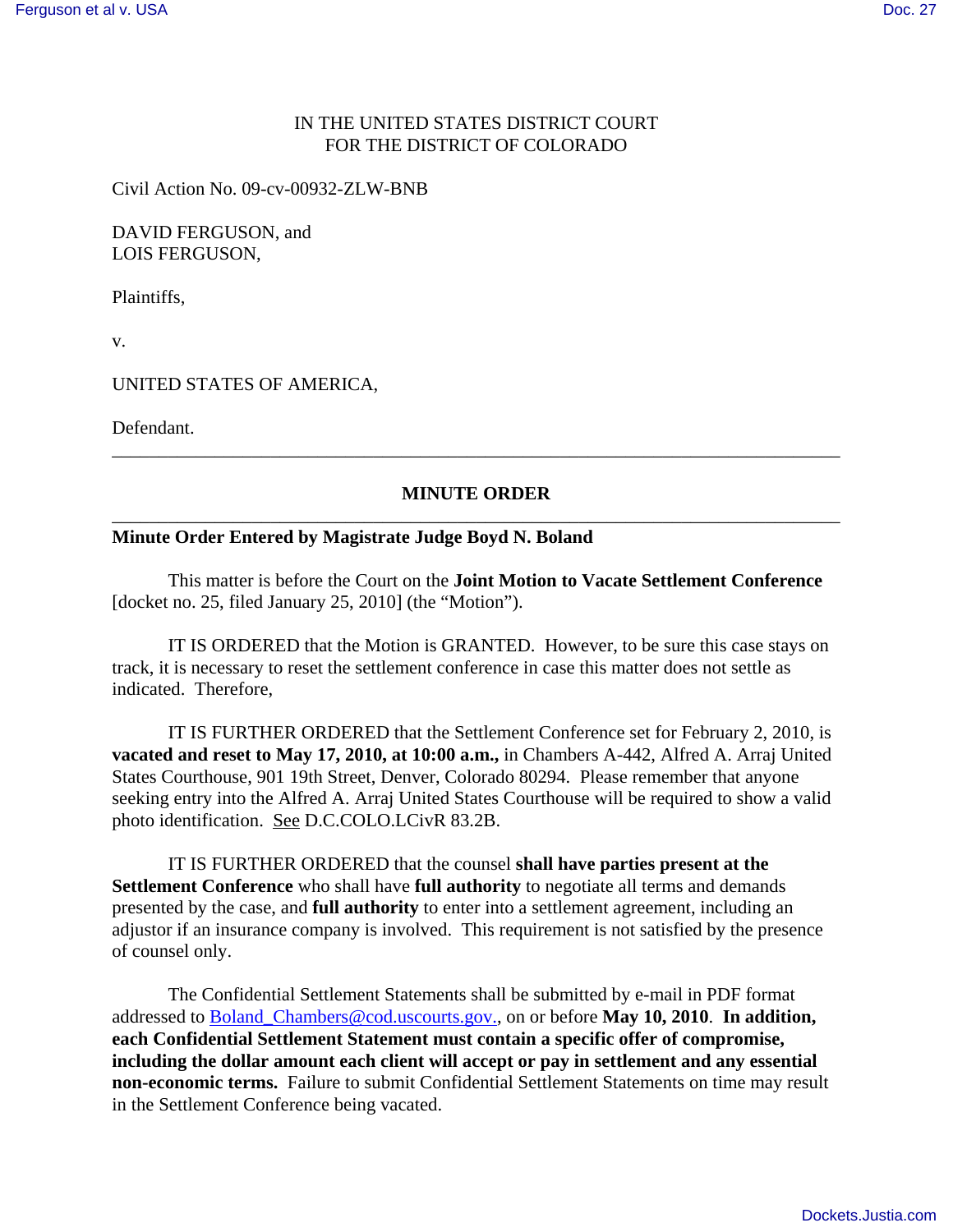IN THE UNITED STATES DISTRICT COURT
FOR THE DISTRICT OF COLORADO

Civil Action No. 09-cv-00932-ZLW-BNB

DAVID FERGUSON, and
LOIS FERGUSON,

Plaintiffs,

v.

UNITED STATES OF AMERICA,

Defendant.

---

**MINUTE ORDER**

---

**Minute Order Entered by Magistrate Judge Boyd N. Boland**

This matter is before the Court on the **Joint Motion to Vacate Settlement Conference** [docket no. 25, filed January 25, 2010] (the "Motion").

IT IS ORDERED that the Motion is GRANTED. However, to be sure this case stays on track, it is necessary to reset the settlement conference in case this matter does not settle as indicated. Therefore,

IT IS FURTHER ORDERED that the Settlement Conference set for February 2, 2010, is **vacated and reset to May 17, 2010, at 10:00 a.m.,** in Chambers A-442, Alfred A. Arraj United States Courthouse, 901 19th Street, Denver, Colorado 80294. Please remember that anyone seeking entry into the Alfred A. Arraj United States Courthouse will be required to show a valid photo identification. See D.C.COLO.LCivR 83.2B.

IT IS FURTHER ORDERED that the counsel **shall have parties present at the Settlement Conference** who shall have **full authority** to negotiate all terms and demands presented by the case, and **full authority** to enter into a settlement agreement, including an adjustor if an insurance company is involved. This requirement is not satisfied by the presence of counsel only.

The Confidential Settlement Statements shall be submitted by e-mail in PDF format addressed to Boland_Chambers@cod.uscourts.gov., on or before **May 10, 2010**. **In addition, each Confidential Settlement Statement must contain a specific offer of compromise, including the dollar amount each client will accept or pay in settlement and any essential non-economic terms.** Failure to submit Confidential Settlement Statements on time may result in the Settlement Conference being vacated.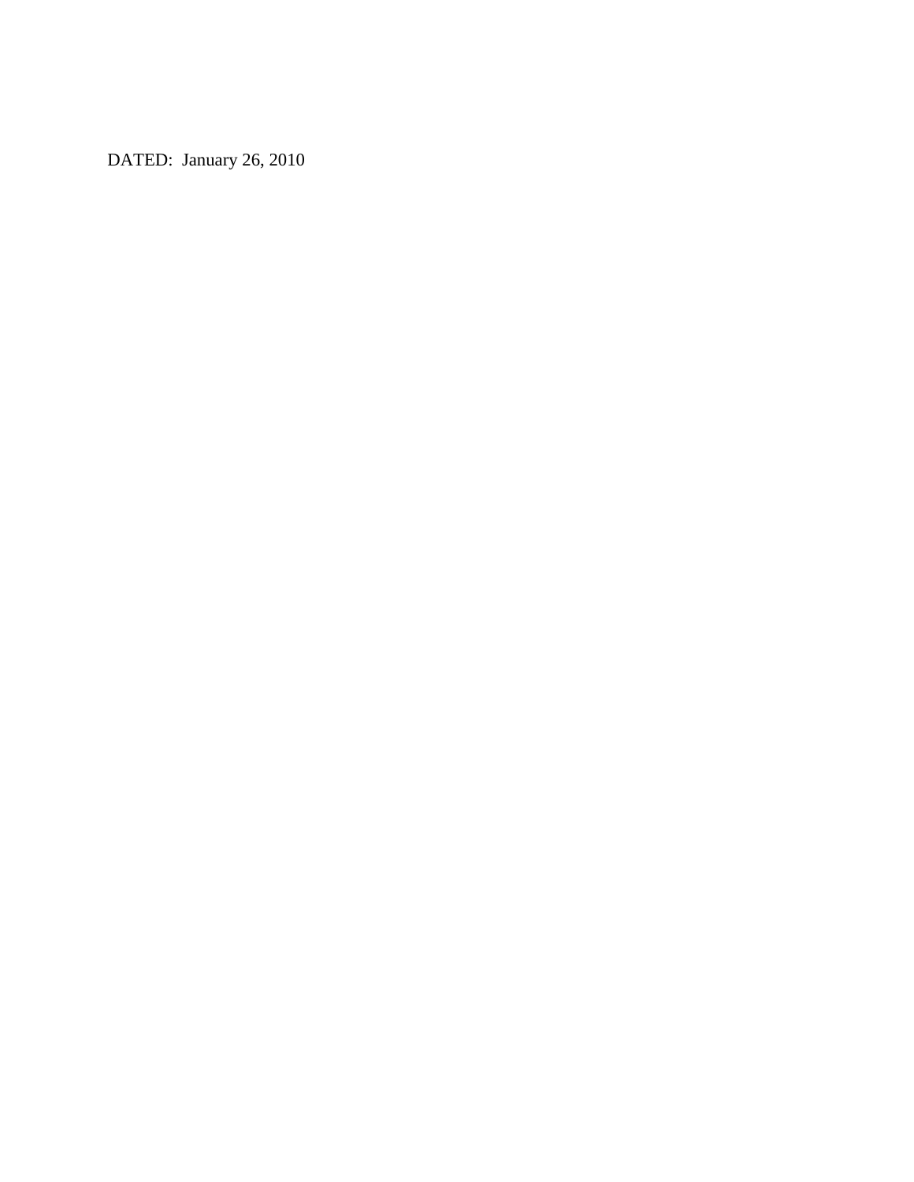DATED: January 26, 2010